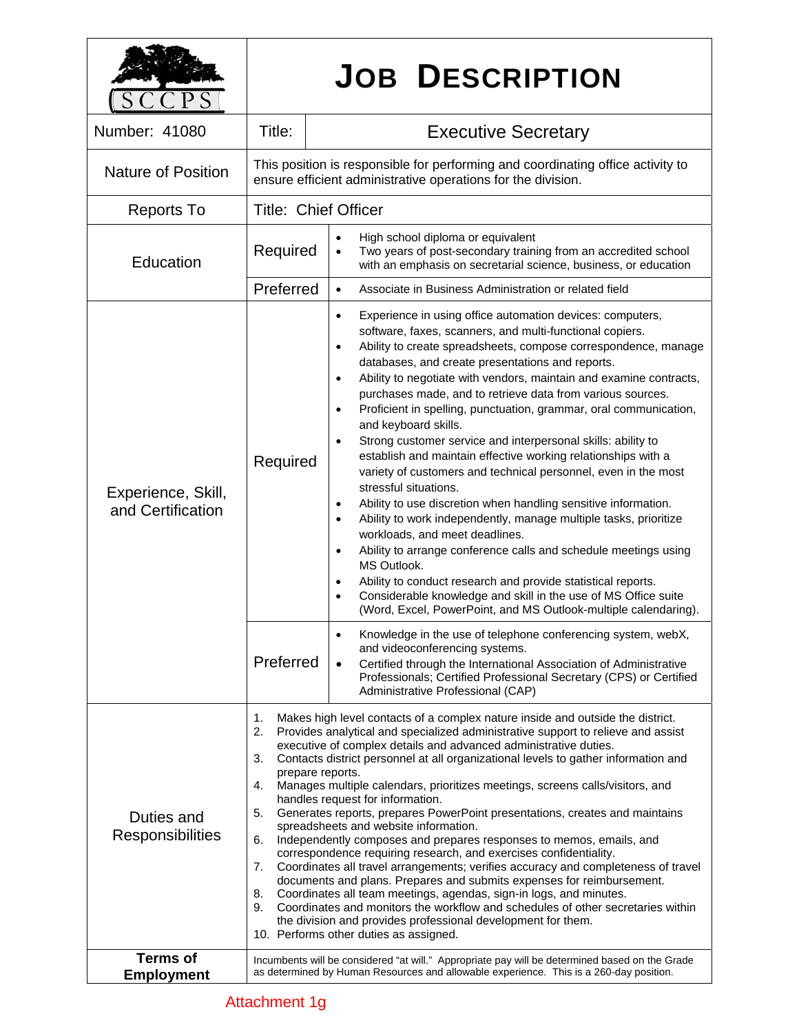# JOB DESCRIPTION

SCCPS

| | | |
|---|---|---|
| **Number:** 41080 | **Title:** | Executive Secretary |
| **Nature of Position** | This position is responsible for performing and coordinating office activity to ensure efficient administrative operations for the division. | |
| **Reports To** | Title: Chief Officer | |
| **Education** | Required | • High school diploma or equivalent<br>• Two years of post-secondary training from an accredited school with an emphasis on secretarial science, business, or education |
| | Preferred | • Associate in Business Administration or related field |
| **Experience, Skill, and Certification** | Required | • Experience in using office automation devices: computers, software, faxes, scanners, and multi-functional copiers.<br>• Ability to create spreadsheets, compose correspondence, manage databases, and create presentations and reports.<br>• Ability to negotiate with vendors, maintain and examine contracts, purchases made, and to retrieve data from various sources.<br>• Proficient in spelling, punctuation, grammar, oral communication, and keyboard skills.<br>• Strong customer service and interpersonal skills: ability to establish and maintain effective working relationships with a variety of customers and technical personnel, even in the most stressful situations.<br>• Ability to use discretion when handling sensitive information.<br>• Ability to work independently, manage multiple tasks, prioritize workloads, and meet deadlines.<br>• Ability to arrange conference calls and schedule meetings using MS Outlook.<br>• Ability to conduct research and provide statistical reports.<br>• Considerable knowledge and skill in the use of MS Office suite (Word, Excel, PowerPoint, and MS Outlook-multiple calendaring). |
| | Preferred | • Knowledge in the use of telephone conferencing system, webX, and videoconferencing systems.<br>• Certified through the International Association of Administrative Professionals; Certified Professional Secretary (CPS) or Certified Administrative Professional (CAP) |
| **Duties and Responsibilities** | 1. Makes high level contacts of a complex nature inside and outside the district.<br>2. Provides analytical and specialized administrative support to relieve and assist executive of complex details and advanced administrative duties.<br>3. Contacts district personnel at all organizational levels to gather information and prepare reports.<br>4. Manages multiple calendars, prioritizes meetings, screens calls/visitors, and handles request for information.<br>5. Generates reports, prepares PowerPoint presentations, creates and maintains spreadsheets and website information.<br>6. Independently composes and prepares responses to memos, emails, and correspondence requiring research, and exercises confidentiality.<br>7. Coordinates all travel arrangements; verifies accuracy and completeness of travel documents and plans. Prepares and submits expenses for reimbursement.<br>8. Coordinates all team meetings, agendas, sign-in logs, and minutes.<br>9. Coordinates and monitors the workflow and schedules of other secretaries within the division and provides professional development for them.<br>10. Performs other duties as assigned. | |
| **Terms of Employment** | Incumbents will be considered "at will." Appropriate pay will be determined based on the Grade as determined by Human Resources and allowable experience. This is a 260-day position. | |

Attachment 1g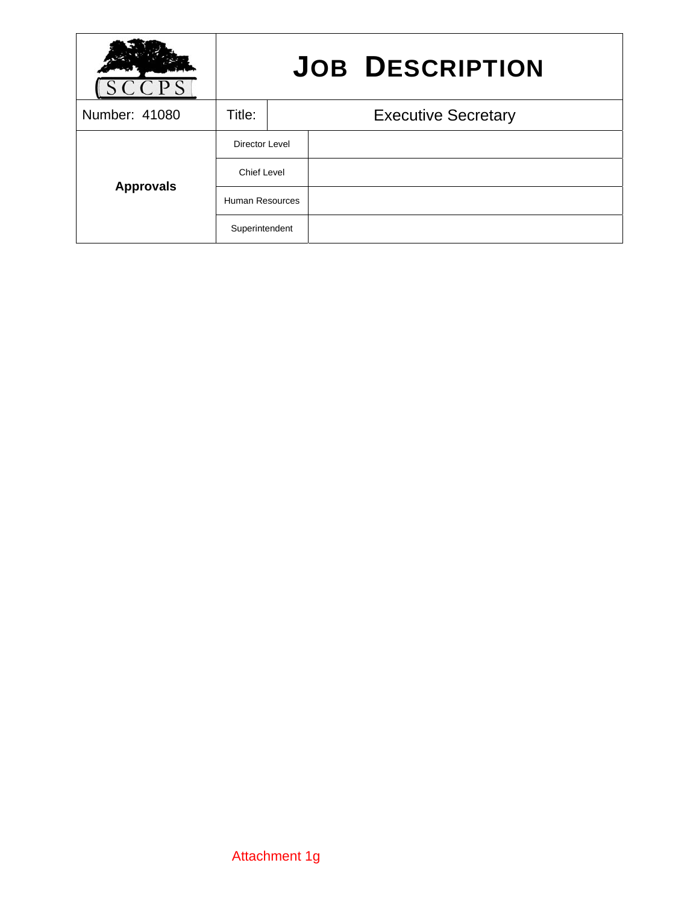| SCCPS | JOB DESCRIPTION | |
|---|---|---|
| Number: 41080 | Title: | Executive Secretary |
| Approvals | Director Level | |
| | Chief Level | |
| | Human Resources | |
| | Superintendent | |

Attachment 1g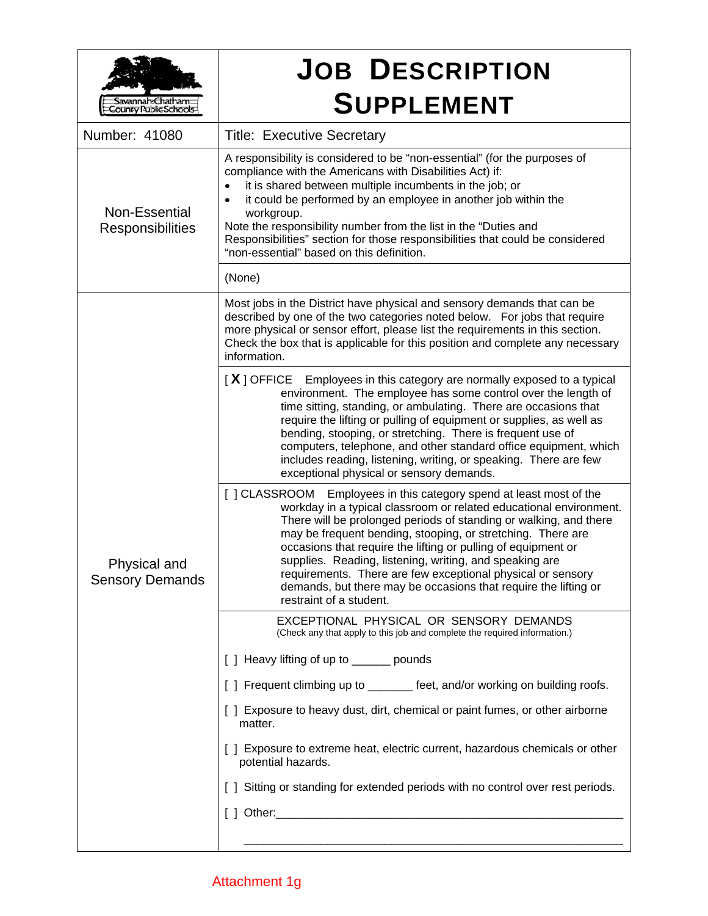# JOB DESCRIPTION SUPPLEMENT

| | |
|---|---|
| Number: 41080 | Title: Executive Secretary |
| Non-Essential Responsibilities | A responsibility is considered to be "non-essential" (for the purposes of compliance with the Americans with Disabilities Act) if:<br>• it is shared between multiple incumbents in the job; or<br>• it could be performed by an employee in another job within the workgroup.<br>Note the responsibility number from the list in the "Duties and Responsibilities" section for those responsibilities that could be considered "non-essential" based on this definition. |
| | (None) |
| Physical and Sensory Demands | Most jobs in the District have physical and sensory demands that can be described by one of the two categories noted below. For jobs that require more physical or sensor effort, please list the requirements in this section. Check the box that is applicable for this position and complete any necessary information. |
| | [ X ] OFFICE Employees in this category are normally exposed to a typical environment. The employee has some control over the length of time sitting, standing, or ambulating. There are occasions that require the lifting or pulling of equipment or supplies, as well as bending, stooping, or stretching. There is frequent use of computers, telephone, and other standard office equipment, which includes reading, listening, writing, or speaking. There are few exceptional physical or sensory demands. |
| | [ ] CLASSROOM Employees in this category spend at least most of the workday in a typical classroom or related educational environment. There will be prolonged periods of standing or walking, and there may be frequent bending, stooping, or stretching. There are occasions that require the lifting or pulling of equipment or supplies. Reading, listening, writing, and speaking are requirements. There are few exceptional physical or sensory demands, but there may be occasions that require the lifting or restraint of a student. |
| | EXCEPTIONAL PHYSICAL OR SENSORY DEMANDS<br>(Check any that apply to this job and complete the required information.)<br><br>[ ] Heavy lifting of up to ______ pounds<br><br>[ ] Frequent climbing up to _______ feet, and/or working on building roofs.<br><br>[ ] Exposure to heavy dust, dirt, chemical or paint fumes, or other airborne matter.<br><br>[ ] Exposure to extreme heat, electric current, hazardous chemicals or other potential hazards.<br><br>[ ] Sitting or standing for extended periods with no control over rest periods.<br><br>[ ] Other:_______________________________________________________<br>_______________________________________________________ |

Attachment 1g